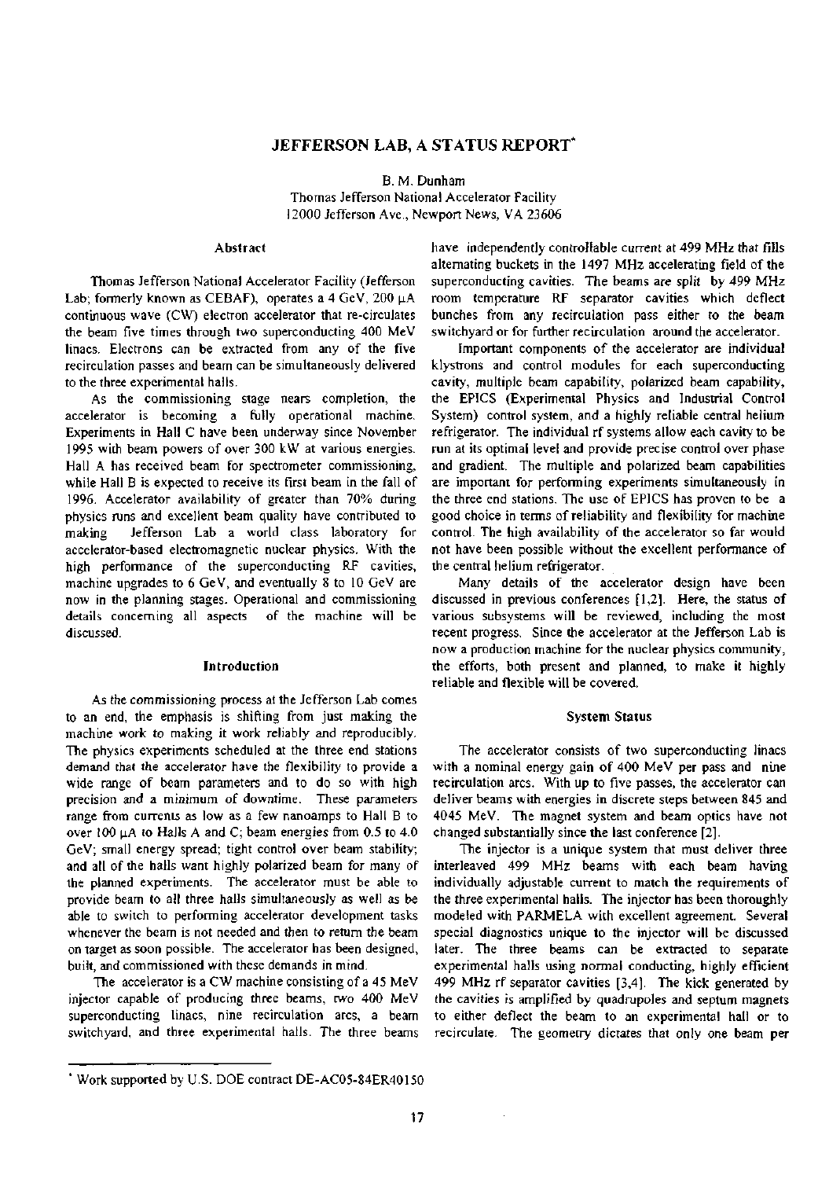# JEFFERSON LAB, A STATUS REPORT*

B. M. Dunham
Thomas Jefferson National Accelerator Facility
12000 Jefferson Ave., Newport News, VA 23606

## Abstract

Thomas Jefferson National Accelerator Facility (Jefferson Lab; formerly known as CEBAF), operates a 4 GeV, 200 $\mu$A continuous wave (CW) electron accelerator that re-circulates the beam five times through two superconducting 400 MeV linacs. Electrons can be extracted from any of the five recirculation passes and beam can be simultaneously delivered to the three experimental halls.

As the commissioning stage nears completion, the accelerator is becoming a fully operational machine. Experiments in Hall C have been underway since November 1995 with beam powers of over 300 kW at various energies. Hall A has received beam for spectrometer commissioning, while Hall B is expected to receive its first beam in the fall of 1996. Accelerator availability of greater than 70% during physics runs and excellent beam quality have contributed to making Jefferson Lab a world class laboratory for accelerator-based electromagnetic nuclear physics. With the high performance of the superconducting RF cavities, machine upgrades to 6 GeV, and eventually 8 to 10 GeV are now in the planning stages. Operational and commissioning details concerning all aspects of the machine will be discussed.

## Introduction

As the commissioning process at the Jefferson Lab comes to an end, the emphasis is shifting from just making the machine work to making it work reliably and reproducibly. The physics experiments scheduled at the three end stations demand that the accelerator have the flexibility to provide a wide range of beam parameters and to do so with high precision and a minimum of downtime. These parameters range from currents as low as a few nanoamps to Hall B to over 100 $\mu$A to Halls A and C; beam energies from 0.5 to 4.0 GeV; small energy spread; tight control over beam stability; and all of the halls want highly polarized beam for many of the planned experiments. The accelerator must be able to provide beam to all three halls simultaneously as well as be able to switch to performing accelerator development tasks whenever the beam is not needed and then to return the beam on target as soon possible. The accelerator has been designed, built, and commissioned with these demands in mind.

The accelerator is a CW machine consisting of a 45 MeV injector capable of producing three beams, two 400 MeV superconducting linacs, nine recirculation arcs, a beam switchyard, and three experimental halls. The three beams have independently controllable current at 499 MHz that fills alternating buckets in the 1497 MHz accelerating field of the superconducting cavities. The beams are split by 499 MHz room temperature RF separator cavities which deflect bunches from any recirculation pass either to the beam switchyard or for further recirculation around the accelerator.

Important components of the accelerator are individual klystrons and control modules for each superconducting cavity, multiple beam capability, polarized beam capability, the EPICS (Experimental Physics and Industrial Control System) control system, and a highly reliable central helium refrigerator. The individual rf systems allow each cavity to be run at its optimal level and provide precise control over phase and gradient. The multiple and polarized beam capabilities are important for performing experiments simultaneously in the three end stations. The use of EPICS has proven to be a good choice in terms of reliability and flexibility for machine control. The high availability of the accelerator so far would not have been possible without the excellent performance of the central helium refrigerator.

Many details of the accelerator design have been discussed in previous conferences [1,2]. Here, the status of various subsystems will be reviewed, including the most recent progress. Since the accelerator at the Jefferson Lab is now a production machine for the nuclear physics community, the efforts, both present and planned, to make it highly reliable and flexible will be covered.

## System Status

The accelerator consists of two superconducting linacs with a nominal energy gain of 400 MeV per pass and nine recirculation arcs. With up to five passes, the accelerator can deliver beams with energies in discrete steps between 845 and 4045 MeV. The magnet system and beam optics have not changed substantially since the last conference [2].

The injector is a unique system that must deliver three interleaved 499 MHz beams with each beam having individually adjustable current to match the requirements of the three experimental halls. The injector has been thoroughly modeled with PARMELA with excellent agreement. Several special diagnostics unique to the injector will be discussed later. The three beams can be extracted to separate experimental halls using normal conducting, highly efficient 499 MHz rf separator cavities [3,4]. The kick generated by the cavities is amplified by quadrupoles and septum magnets to either deflect the beam to an experimental hall or to recirculate. The geometry dictates that only one beam per

* Work supported by U.S. DOE contract DE-AC05-84ER40150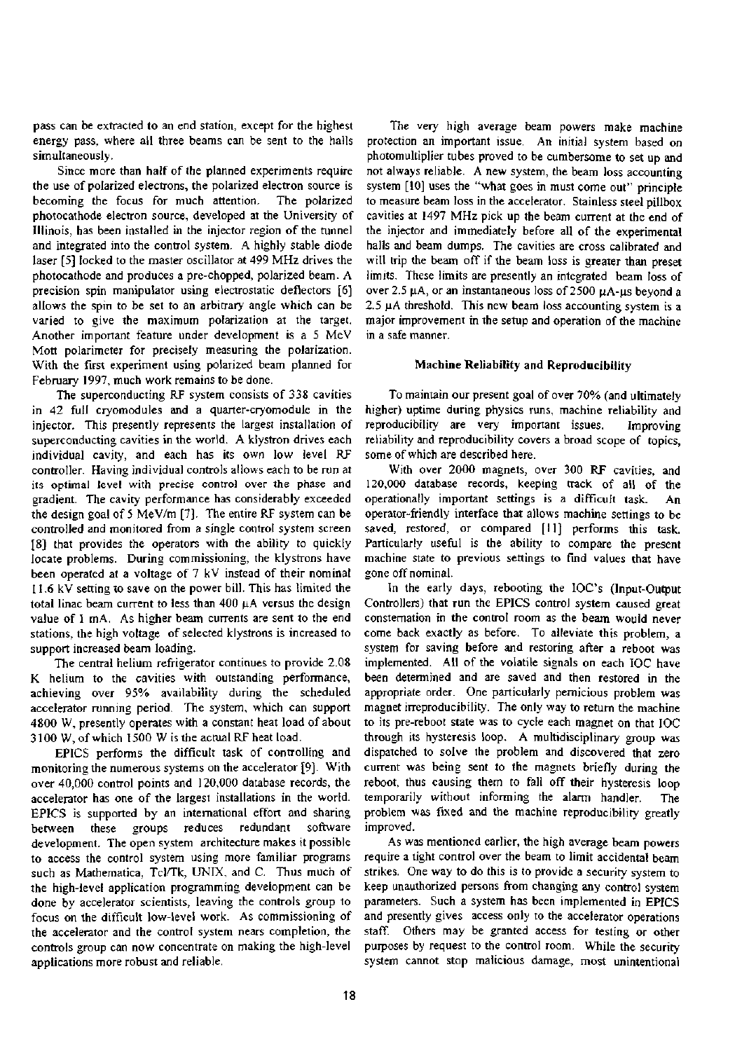pass can be extracted to an end station, except for the highest energy pass, where all three beams can be sent to the halls simultaneously.

Since more than half of the planned experiments require the use of polarized electrons, the polarized electron source is becoming the focus for much attention. The polarized photocathode electron source, developed at the University of Illinois, has been installed in the injector region of the tunnel and integrated into the control system. A highly stable diode laser [5] locked to the master oscillator at 499 MHz drives the photocathode and produces a pre-chopped, polarized beam. A precision spin manipulator using electrostatic deflectors [6] allows the spin to be set to an arbitrary angle which can be varied to give the maximum polarization at the target. Another important feature under development is a 5 MeV Mott polarimeter for precisely measuring the polarization. With the first experiment using polarized beam planned for February 1997, much work remains to be done.

The superconducting RF system consists of 338 cavities in 42 full cryomodules and a quarter-cryomodule in the injector. This presently represents the largest installation of superconducting cavities in the world. A klystron drives each individual cavity, and each has its own low level RF controller. Having individual controls allows each to be run at its optimal level with precise control over the phase and gradient. The cavity performance has considerably exceeded the design goal of 5 MeV/m [7]. The entire RF system can be controlled and monitored from a single control system screen [8] that provides the operators with the ability to quickly locate problems. During commissioning, the klystrons have been operated at a voltage of 7 kV instead of their nominal 11.6 kV setting to save on the power bill. This has limited the total linac beam current to less than 400 μA versus the design value of 1 mA. As higher beam currents are sent to the end stations, the high voltage of selected klystrons is increased to support increased beam loading.

The central helium refrigerator continues to provide 2.08 K helium to the cavities with outstanding performance, achieving over 95% availability during the scheduled accelerator running period. The system, which can support 4800 W, presently operates with a constant heat load of about 3100 W, of which 1500 W is the actual RF heat load.

EPICS performs the difficult task of controlling and monitoring the numerous systems on the accelerator [9]. With over 40,000 control points and 120,000 database records, the accelerator has one of the largest installations in the world. EPICS is supported by an international effort and sharing between these groups reduces redundant software development. The open system architecture makes it possible to access the control system using more familiar programs such as Mathematica, Tcl/Tk, UNIX, and C. Thus much of the high-level application programming development can be done by accelerator scientists, leaving the controls group to focus on the difficult low-level work. As commissioning of the accelerator and the control system nears completion, the controls group can now concentrate on making the high-level applications more robust and reliable.

The very high average beam powers make machine protection an important issue. An initial system based on photomultiplier tubes proved to be cumbersome to set up and not always reliable. A new system, the beam loss accounting system [10] uses the "what goes in must come out" principle to measure beam loss in the accelerator. Stainless steel pillbox cavities at 1497 MHz pick up the beam current at the end of the injector and immediately before all of the experimental halls and beam dumps. The cavities are cross calibrated and will trip the beam off if the beam loss is greater than preset limits. These limits are presently an integrated beam loss of over 2.5 μA, or an instantaneous loss of 2500 μA-μs beyond a 2.5 μA threshold. This new beam loss accounting system is a major improvement in the setup and operation of the machine in a safe manner.

### Machine Reliability and Reproducibility

To maintain our present goal of over 70% (and ultimately higher) uptime during physics runs, machine reliability and reproducibility are very important issues. Improving reliability and reproducibility covers a broad scope of topics, some of which are described here.

With over 2000 magnets, over 300 RF cavities, and 120,000 database records, keeping track of all of the operationally important settings is a difficult task. An operator-friendly interface that allows machine settings to be saved, restored, or compared [11] performs this task. Particularly useful is the ability to compare the present machine state to previous settings to find values that have gone off nominal.

In the early days, rebooting the IOC's (Input-Output Controllers) that run the EPICS control system caused great consternation in the control room as the beam would never come back exactly as before. To alleviate this problem, a system for saving before and restoring after a reboot was implemented. All of the volatile signals on each IOC have been determined and are saved and then restored in the appropriate order. One particularly pernicious problem was magnet irreproducibility. The only way to return the machine to its pre-reboot state was to cycle each magnet on that IOC through its hysteresis loop. A multidisciplinary group was dispatched to solve the problem and discovered that zero current was being sent to the magnets briefly during the reboot, thus causing them to fall off their hysteresis loop temporarily without informing the alarm handler. The problem was fixed and the machine reproducibility greatly improved.

As was mentioned earlier, the high average beam powers require a tight control over the beam to limit accidental beam strikes. One way to do this is to provide a security system to keep unauthorized persons from changing any control system parameters. Such a system has been implemented in EPICS and presently gives access only to the accelerator operations staff. Others may be granted access for testing or other purposes by request to the control room. While the security system cannot stop malicious damage, most unintentional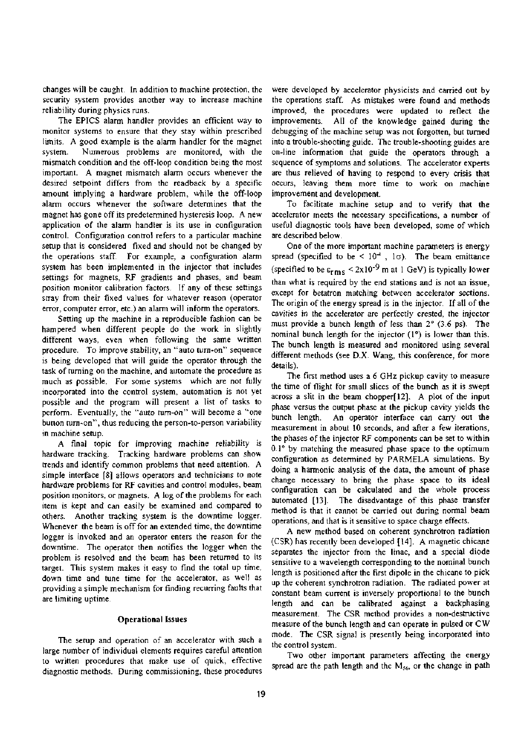changes will be caught. In addition to machine protection, the security system provides another way to increase machine reliability during physics runs.

The EPICS alarm handler provides an efficient way to monitor systems to ensure that they stay within prescribed limits. A good example is the alarm handler for the magnet system. Numerous problems are monitored, with the mismatch condition and the off-loop condition being the most important. A magnet mismatch alarm occurs whenever the desired setpoint differs from the readback by a specific amount implying a hardware problem, while the off-loop alarm occurs whenever the software determines that the magnet has gone off its predetermined hysteresis loop. A new application of the alarm handler is its use in configuration control. Configuration control refers to a particular machine setup that is considered fixed and should not be changed by the operations staff. For example, a configuration alarm system has been implemented in the injector that includes settings for magnets, RF gradients and phases, and beam position monitor calibration factors. If any of these settings stray from their fixed values for whatever reason (operator error, computer error, etc.) an alarm will inform the operators.

Setting up the machine in a reproducible fashion can be hampered when different people do the work in slightly different ways, even when following the same written procedure. To improve stability, an "auto turn-on" sequence is being developed that will guide the operator through the task of turning on the machine, and automate the procedure as much as possible. For some systems which are not fully incorporated into the control system, automation is not yet possible and the program will present a list of tasks to perform. Eventually, the "auto turn-on" will become a "one button turn-on", thus reducing the person-to-person variability in machine setup.

A final topic for improving machine reliability is hardware tracking. Tracking hardware problems can show trends and identify common problems that need attention. A simple interface [8] allows operators and technicians to note hardware problems for RF cavities and control modules, beam position monitors, or magnets. A log of the problems for each item is kept and can easily be examined and compared to others. Another tracking system is the downtime logger. Whenever the beam is off for an extended time, the downtime logger is invoked and an operator enters the reason for the downtime. The operator then notifies the logger when the problem is resolved and the beam has been returned to its target. This system makes it easy to find the total up time, down time and tune time for the accelerator, as well as providing a simple mechanism for finding recurring faults that are limiting uptime.

## Operational Issues

The setup and operation of an accelerator with such a large number of individual elements requires careful attention to written procedures that make use of quick, effective diagnostic methods. During commissioning, these procedures were developed by accelerator physicists and carried out by the operations staff. As mistakes were found and methods improved, the procedures were updated to reflect the improvements. All of the knowledge gained during the debugging of the machine setup was not forgotten, but turned into a trouble-shooting guide. The trouble-shooting guides are on-line information that guide the operators through a sequence of symptoms and solutions. The accelerator experts are thus relieved of having to respond to every crisis that occurs, leaving them more time to work on machine improvement and development.

To facilitate machine setup and to verify that the accelerator meets the necessary specifications, a number of useful diagnostic tools have been developed, some of which are described below.

One of the more important machine parameters is energy spread (specified to be $< 10^{-4}$, $1\sigma$). The beam emittance (specified to be $\varepsilon_{rms} < 2\times10^{-9}$ m at 1 GeV) is typically lower than what is required by the end stations and is not an issue, except for betatron matching between accelerator sections. The origin of the energy spread is in the injector. If all of the cavities in the accelerator are perfectly crested, the injector must provide a bunch length of less than 2° (3.6 ps). The nominal bunch length for the injector (1°) is lower than this. The bunch length is measured and monitored using several different methods (see D.X. Wang, this conference, for more details).

The first method uses a 6 GHz pickup cavity to measure the time of flight for small slices of the bunch as it is swept across a slit in the beam chopper[12]. A plot of the input phase versus the output phase at the pickup cavity yields the bunch length. An operator interface can carry out the measurement in about 10 seconds, and after a few iterations, the phases of the injector RF components can be set to within 0.1° by matching the measured phase space to the optimum configuration as determined by PARMELA simulations. By doing a harmonic analysis of the data, the amount of phase change necessary to bring the phase space to its ideal configuration can be calculated and the whole process automated [13]. The disadvantage of this phase transfer method is that it cannot be carried out during normal beam operations, and that is it sensitive to space charge effects.

A new method based on coherent synchrotron radiation (CSR) has recently been developed [14]. A magnetic chicane separates the injector from the linac, and a special diode sensitive to a wavelength corresponding to the nominal bunch length is positioned after the first dipole in the chicane to pick up the coherent synchrotron radiation. The radiated power at constant beam current is inversely proportional to the bunch length and can be calibrated against a backphasing measurement. The CSR method provides a non-destructive measure of the bunch length and can operate in pulsed or CW mode. The CSR signal is presently being incorporated into the control system.

Two other important parameters affecting the energy spread are the path length and the $M_{56}$, or the change in path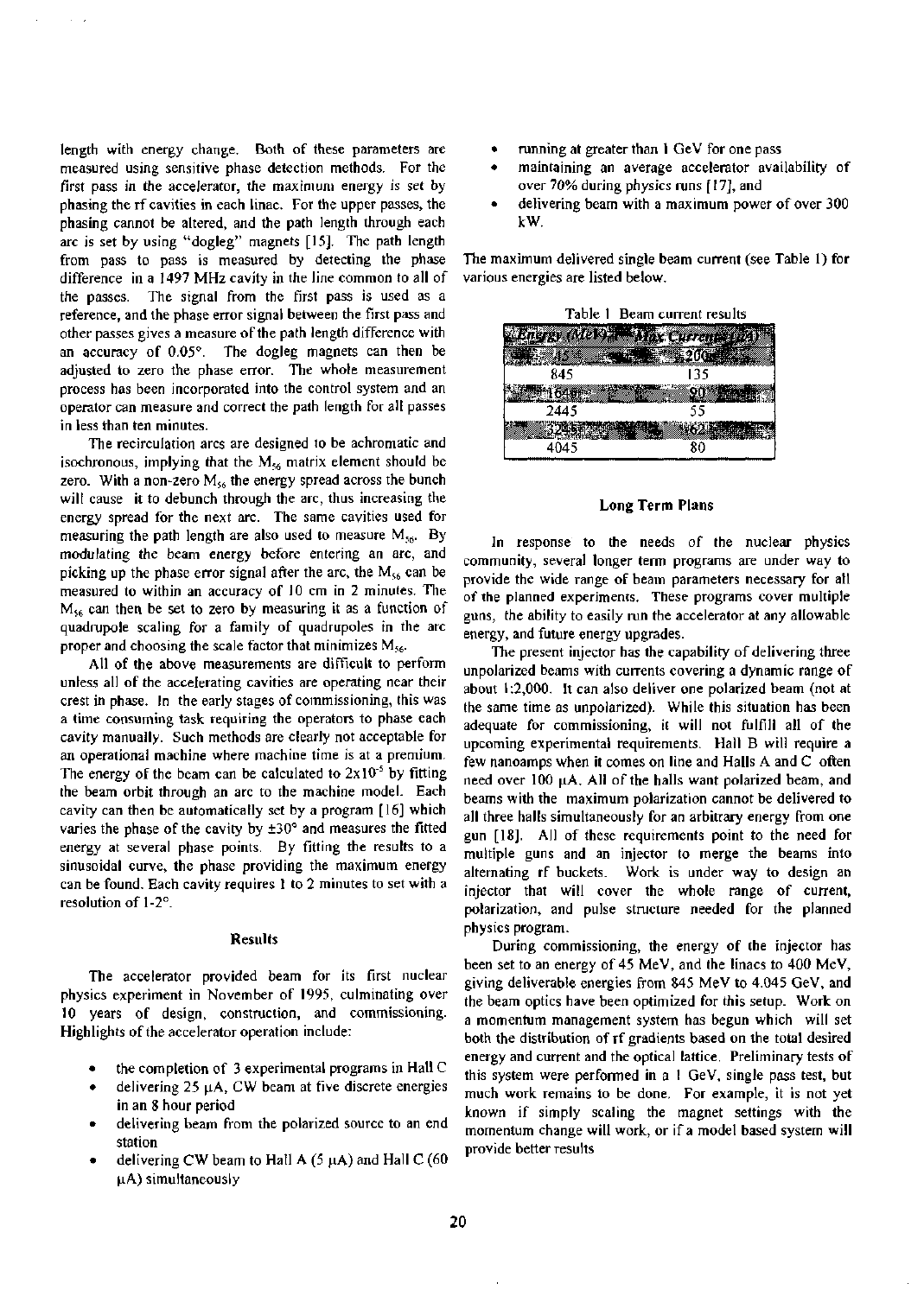length with energy change. Both of these parameters are measured using sensitive phase detection methods. For the first pass in the accelerator, the maximum energy is set by phasing the rf cavities in each linac. For the upper passes, the phasing cannot be altered, and the path length through each arc is set by using "dogleg" magnets [15]. The path length from pass to pass is measured by detecting the phase difference in a 1497 MHz cavity in the line common to all of the passes. The signal from the first pass is used as a reference, and the phase error signal between the first pass and other passes gives a measure of the path length difference with an accuracy of 0.05°. The dogleg magnets can then be adjusted to zero the phase error. The whole measurement process has been incorporated into the control system and an operator can measure and correct the path length for all passes in less than ten minutes.

The recirculation arcs are designed to be achromatic and isochronous, implying that the $M_{56}$ matrix element should be zero. With a non-zero $M_{56}$ the energy spread across the bunch will cause it to debunch through the arc, thus increasing the energy spread for the next arc. The same cavities used for measuring the path length are also used to measure $M_{56}$. By modulating the beam energy before entering an arc, and picking up the phase error signal after the arc, the $M_{56}$ can be measured to within an accuracy of 10 cm in 2 minutes. The $M_{56}$ can then be set to zero by measuring it as a function of quadrupole scaling for a family of quadrupoles in the arc proper and choosing the scale factor that minimizes $M_{56}$.

All of the above measurements are difficult to perform unless all of the accelerating cavities are operating near their crest in phase. In the early stages of commissioning, this was a time consuming task requiring the operators to phase each cavity manually. Such methods are clearly not acceptable for an operational machine where machine time is at a premium. The energy of the beam can be calculated to $2\times10^{-5}$ by fitting the beam orbit through an arc to the machine model. Each cavity can then be automatically set by a program [16] which varies the phase of the cavity by ±30° and measures the fitted energy at several phase points. By fitting the results to a sinusoidal curve, the phase providing the maximum energy can be found. Each cavity requires 1 to 2 minutes to set with a resolution of 1-2°.

## Results

The accelerator provided beam for its first nuclear physics experiment in November of 1995, culminating over 10 years of design, construction, and commissioning. Highlights of the accelerator operation include:

- the completion of 3 experimental programs in Hall C
- delivering 25 μA, CW beam at five discrete energies in an 8 hour period
- delivering beam from the polarized source to an end station
- delivering CW beam to Hall A (5 μA) and Hall C (60 μA) simultaneously
- running at greater than 1 GeV for one pass
- maintaining an average accelerator availability of over 70% during physics runs [17], and
- delivering beam with a maximum power of over 300 kW.

The maximum delivered single beam current (see Table 1) for various energies are listed below.

Table 1 Beam current results

| Energy (MeV) | Max Current (μA) |
|---|---|
| 45 | 200 |
| 845 | 135 |
| 1645 | 90 |
| 2445 | 55 |
| 3245 | 62 |
| 4045 | 80 |

## Long Term Plans

In response to the needs of the nuclear physics community, several longer term programs are under way to provide the wide range of beam parameters necessary for all of the planned experiments. These programs cover multiple guns, the ability to easily run the accelerator at any allowable energy, and future energy upgrades.

The present injector has the capability of delivering three unpolarized beams with currents covering a dynamic range of about 1:2,000. It can also deliver one polarized beam (not at the same time as unpolarized). While this situation has been adequate for commissioning, it will not fulfill all of the upcoming experimental requirements. Hall B will require a few nanoamps when it comes on line and Halls A and C often need over 100 μA. All of the halls want polarized beam, and beams with the maximum polarization cannot be delivered to all three halls simultaneously for an arbitrary energy from one gun [18]. All of these requirements point to the need for multiple guns and an injector to merge the beams into alternating rf buckets. Work is under way to design an injector that will cover the whole range of current, polarization, and pulse structure needed for the planned physics program.

During commissioning, the energy of the injector has been set to an energy of 45 MeV, and the linacs to 400 MeV, giving deliverable energies from 845 MeV to 4.045 GeV, and the beam optics have been optimized for this setup. Work on a momentum management system has begun which will set both the distribution of rf gradients based on the total desired energy and current and the optical lattice. Preliminary tests of this system were performed in a 1 GeV, single pass test, but much work remains to be done. For example, it is not yet known if simply scaling the magnet settings with the momentum change will work, or if a model based system will provide better results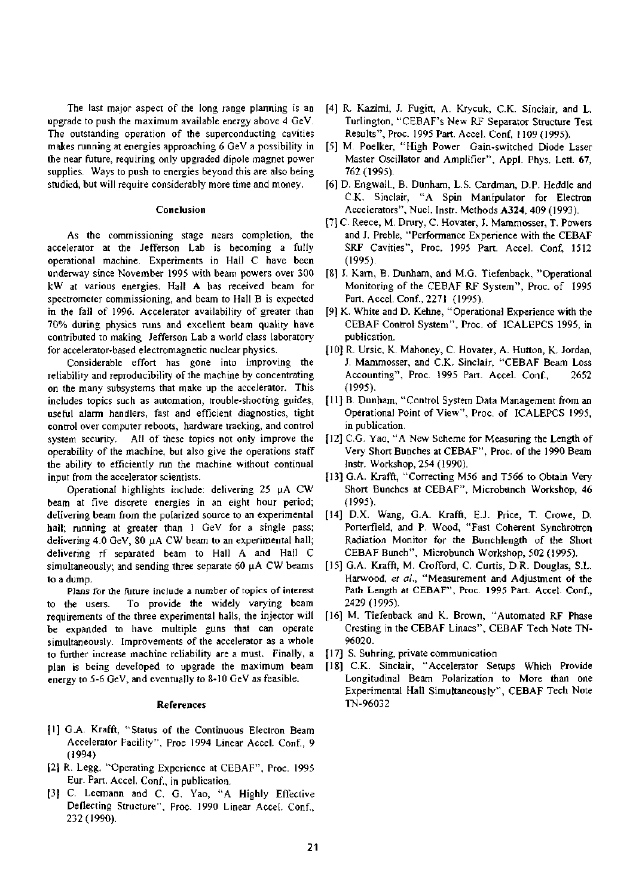The last major aspect of the long range planning is an upgrade to push the maximum available energy above 4 GeV. The outstanding operation of the superconducting cavities makes running at energies approaching 6 GeV a possibility in the near future, requiring only upgraded dipole magnet power supplies. Ways to push to energies beyond this are also being studied, but will require considerably more time and money.

## Conclusion

As the commissioning stage nears completion, the accelerator at the Jefferson Lab is becoming a fully operational machine. Experiments in Hall C have been underway since November 1995 with beam powers over 300 kW at various energies. Hall A has received beam for spectrometer commissioning, and beam to Hall B is expected in the fall of 1996. Accelerator availability of greater than 70% during physics runs and excellent beam quality have contributed to making Jefferson Lab a world class laboratory for accelerator-based electromagnetic nuclear physics.

Considerable effort has gone into improving the reliability and reproducibility of the machine by concentrating on the many subsystems that make up the accelerator. This includes topics such as automation, trouble-shooting guides, useful alarm handlers, fast and efficient diagnostics, tight control over computer reboots, hardware tracking, and control system security. All of these topics not only improve the operability of the machine, but also give the operations staff the ability to efficiently run the machine without continual input from the accelerator scientists.

Operational highlights include: delivering 25 μA CW beam at five discrete energies in an eight hour period; delivering beam from the polarized source to an experimental hall; running at greater than 1 GeV for a single pass; delivering 4.0 GeV, 80 μA CW beam to an experimental hall; delivering rf separated beam to Hall A and Hall C simultaneously; and sending three separate 60 μA CW beams to a dump.

Plans for the future include a number of topics of interest to the users. To provide the widely varying beam requirements of the three experimental halls, the injector will be expanded to have multiple guns that can operate simultaneously. Improvements of the accelerator as a whole to further increase machine reliability are a must. Finally, a plan is being developed to upgrade the maximum beam energy to 5-6 GeV, and eventually to 8-10 GeV as feasible.

## References

[1] G.A. Krafft, "Status of the Continuous Electron Beam Accelerator Facility", Proc 1994 Linear Accel. Conf., 9 (1994)

[2] R. Legg, "Operating Experience at CEBAF", Proc. 1995 Eur. Part. Accel. Conf., in publication.

[3] C. Leemann and C. G. Yao, "A Highly Effective Deflecting Structure", Proc. 1990 Linear Accel. Conf., 232 (1990).

[4] R. Kazimi, J. Fugitt, A. Krycuk, C.K. Sinclair, and L. Turlington, "CEBAF's New RF Separator Structure Test Results", Proc. 1995 Part. Accel. Conf. 1109 (1995).

[5] M. Poelker, "High Power Gain-switched Diode Laser Master Oscillator and Amplifier", Appl. Phys. Lett. **67**, 762 (1995).

[6] D. Engwall, B. Dunham, L.S. Cardman, D.P. Heddle and C.K. Sinclair, "A Spin Manipulator for Electron Accelerators", Nucl. Instr. Methods **A324**, 409 (1993).

[7] C. Reece, M. Drury, C. Hovater, J. Mammosser, T. Powers and J. Preble, "Performance Experience with the CEBAF SRF Cavities", Proc. 1995 Part. Accel. Conf, 1512 (1995).

[8] J. Karn, B. Dunham, and M.G. Tiefenback, "Operational Monitoring of the CEBAF RF System", Proc. of 1995 Part. Accel. Conf., 2271 (1995).

[9] K. White and D. Kehne, "Operational Experience with the CEBAF Control System", Proc. of ICALEPCS 1995, in publication.

[10] R. Ursic, K. Mahoney, C. Hovater, A. Hutton, K. Jordan, J. Mammosser, and C.K. Sinclair, "CEBAF Beam Loss Accounting", Proc. 1995 Part. Accel. Conf., 2652 (1995).

[11] B. Dunham, "Control System Data Management from an Operational Point of View", Proc. of ICALEPCS 1995, in publication.

[12] C.G. Yao, "A New Scheme for Measuring the Length of Very Short Bunches at CEBAF", Proc. of the 1990 Beam Instr. Workshop, 254 (1990).

[13] G.A. Krafft, "Correcting M56 and T566 to Obtain Very Short Bunches at CEBAF", Microbunch Workshop, 46 (1995).

[14] D.X. Wang, G.A. Krafft, E.J. Price, T. Crowe, D. Porterfield, and P. Wood, "Fast Coherent Synchrotron Radiation Monitor for the Bunchlength of the Short CEBAF Bunch", Microbunch Workshop, 502 (1995).

[15] G.A. Krafft, M. Crofford, C. Curtis, D.R. Douglas, S.L. Harwood, *et al.*, "Measurement and Adjustment of the Path Length at CEBAF", Proc. 1995 Part. Accel. Conf., 2429 (1995).

[16] M. Tiefenback and K. Brown, "Automated RF Phase Cresting in the CEBAF Linacs", CEBAF Tech Note TN-96020.

[17] S. Suhring, private communication

[18] C.K. Sinclair, "Accelerator Setups Which Provide Longitudinal Beam Polarization to More than one Experimental Hall Simultaneously", CEBAF Tech Note TN-96032